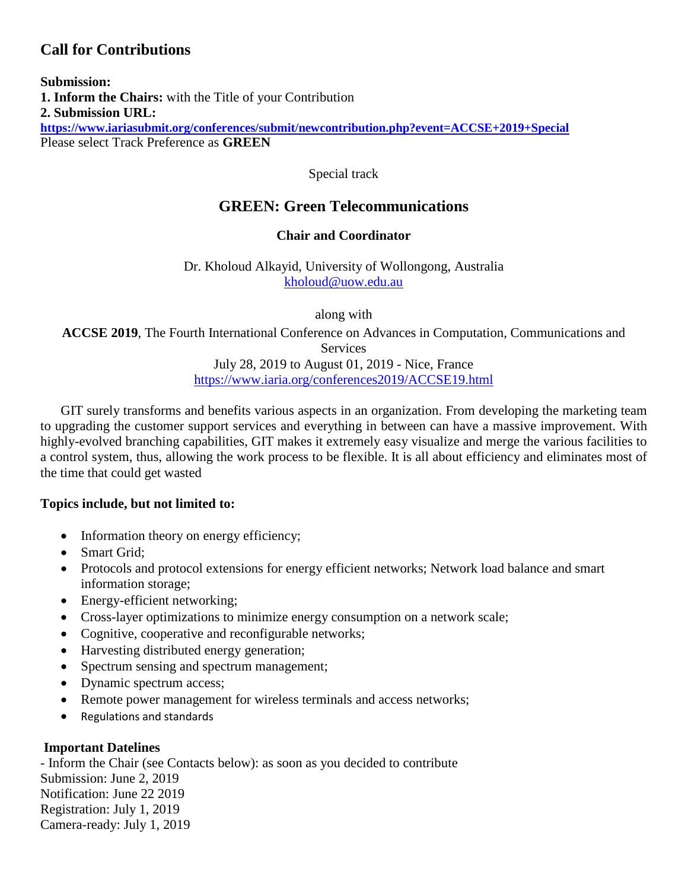## Call for Contributions

**Submission:**
**1. Inform the Chairs:** with the Title of your Contribution
**2. Submission URL:**
**https://www.iariasubmit.org/conferences/submit/newcontribution.php?event=ACCSE+2019+Special**
Please select Track Preference as **GREEN**

Special track

## GREEN: Green Telecommunications

**Chair and Coordinator**

Dr. Kholoud Alkayid, University of Wollongong, Australia
kholoud@uow.edu.au

along with

**ACCSE 2019**, The Fourth International Conference on Advances in Computation, Communications and Services
July 28, 2019 to August 01, 2019 - Nice, France
https://www.iaria.org/conferences2019/ACCSE19.html

GIT surely transforms and benefits various aspects in an organization. From developing the marketing team to upgrading the customer support services and everything in between can have a massive improvement. With highly-evolved branching capabilities, GIT makes it extremely easy visualize and merge the various facilities to a control system, thus, allowing the work process to be flexible. It is all about efficiency and eliminates most of the time that could get wasted

**Topics include, but not limited to:**

- Information theory on energy efficiency;
- Smart Grid;
- Protocols and protocol extensions for energy efficient networks; Network load balance and smart information storage;
- Energy-efficient networking;
- Cross-layer optimizations to minimize energy consumption on a network scale;
- Cognitive, cooperative and reconfigurable networks;
- Harvesting distributed energy generation;
- Spectrum sensing and spectrum management;
- Dynamic spectrum access;
- Remote power management for wireless terminals and access networks;
- Regulations and standards

**Important Datelines**
- Inform the Chair (see Contacts below): as soon as you decided to contribute
Submission: June 2, 2019
Notification: June 22 2019
Registration: July 1, 2019
Camera-ready: July 1, 2019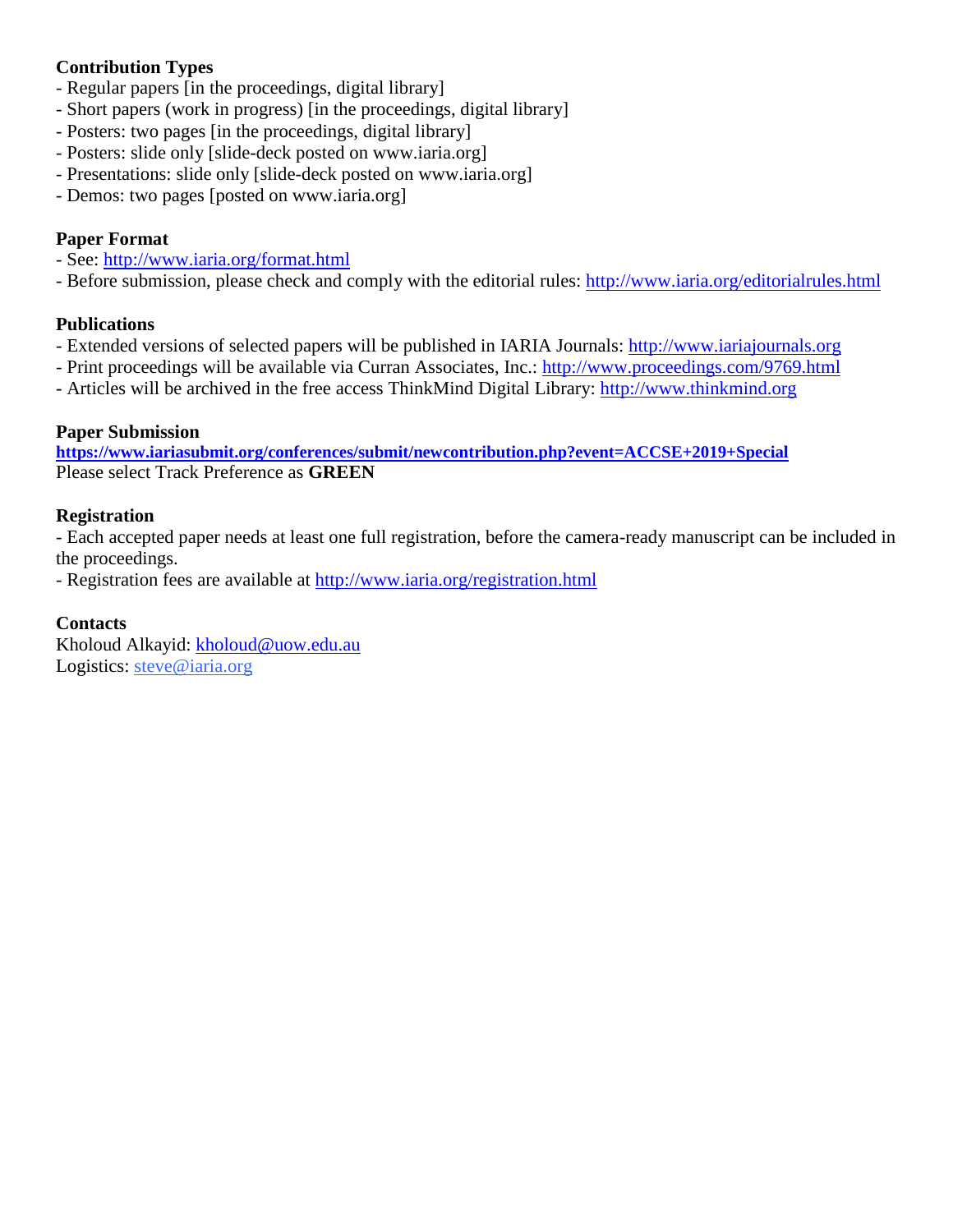**Contribution Types**

- Regular papers [in the proceedings, digital library]
- Short papers (work in progress) [in the proceedings, digital library]
- Posters: two pages [in the proceedings, digital library]
- Posters: slide only [slide-deck posted on www.iaria.org]
- Presentations: slide only [slide-deck posted on www.iaria.org]
- Demos: two pages [posted on www.iaria.org]

**Paper Format**

- See: http://www.iaria.org/format.html
- Before submission, please check and comply with the editorial rules: http://www.iaria.org/editorialrules.html

**Publications**

- Extended versions of selected papers will be published in IARIA Journals: http://www.iariajournals.org
- Print proceedings will be available via Curran Associates, Inc.: http://www.proceedings.com/9769.html
- Articles will be archived in the free access ThinkMind Digital Library: http://www.thinkmind.org

**Paper Submission**

**https://www.iariasubmit.org/conferences/submit/newcontribution.php?event=ACCSE+2019+Special**
Please select Track Preference as **GREEN**

**Registration**

- Each accepted paper needs at least one full registration, before the camera-ready manuscript can be included in the proceedings.
- Registration fees are available at http://www.iaria.org/registration.html

**Contacts**

Kholoud Alkayid: kholoud@uow.edu.au
Logistics: steve@iaria.org